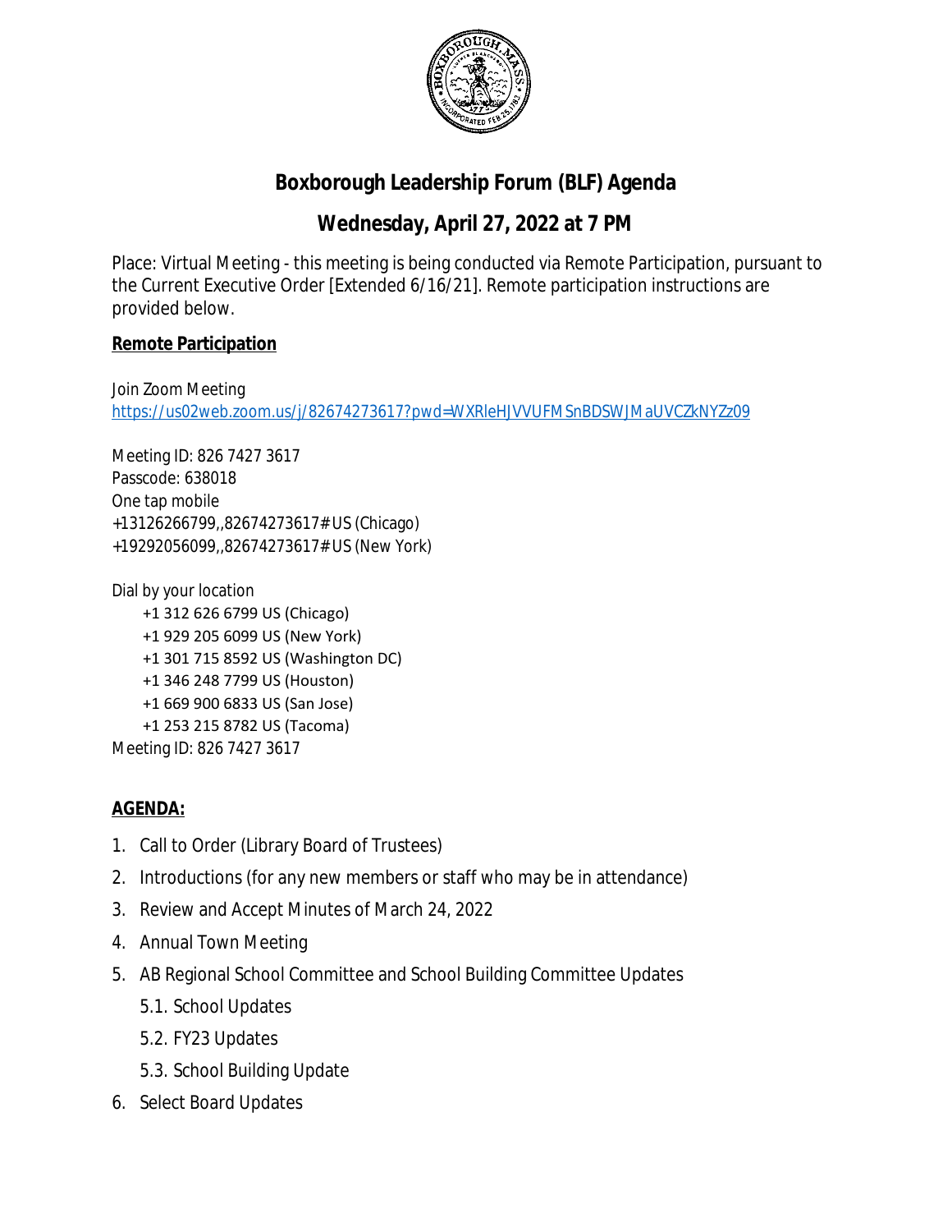# Boxborough Leadership Forum (BLF) Agenda

## Wednesday, April 27, 2022 at 7 PM

Place: Virtual Meeting - this meeting is being conducted via Remote Participation, pursuant to the Current Executive Order [Extended 6/16/21]. Remote participation instructions are provided below.

**Remote Participation**

Join Zoom Meeting
https://us02web.zoom.us/j/82674273617?pwd=WXRleHJVVUFMSnBDSWJMaUVCZkNYZz09

Meeting ID: 826 7427 3617
Passcode: 638018
One tap mobile
+13126266799,,82674273617# US (Chicago)
+19292056099,,82674273617# US (New York)

Dial by your location
- +1 312 626 6799 US (Chicago)
- +1 929 205 6099 US (New York)
- +1 301 715 8592 US (Washington DC)
- +1 346 248 7799 US (Houston)
- +1 669 900 6833 US (San Jose)
- +1 253 215 8782 US (Tacoma)

Meeting ID: 826 7427 3617

**AGENDA:**

1. Call to Order (Library Board of Trustees)
2. Introductions (for any new members or staff who may be in attendance)
3. Review and Accept Minutes of March 24, 2022
4. Annual Town Meeting
5. AB Regional School Committee and School Building Committee Updates
   - 5.1. School Updates
   - 5.2. FY23 Updates
   - 5.3. School Building Update
6. Select Board Updates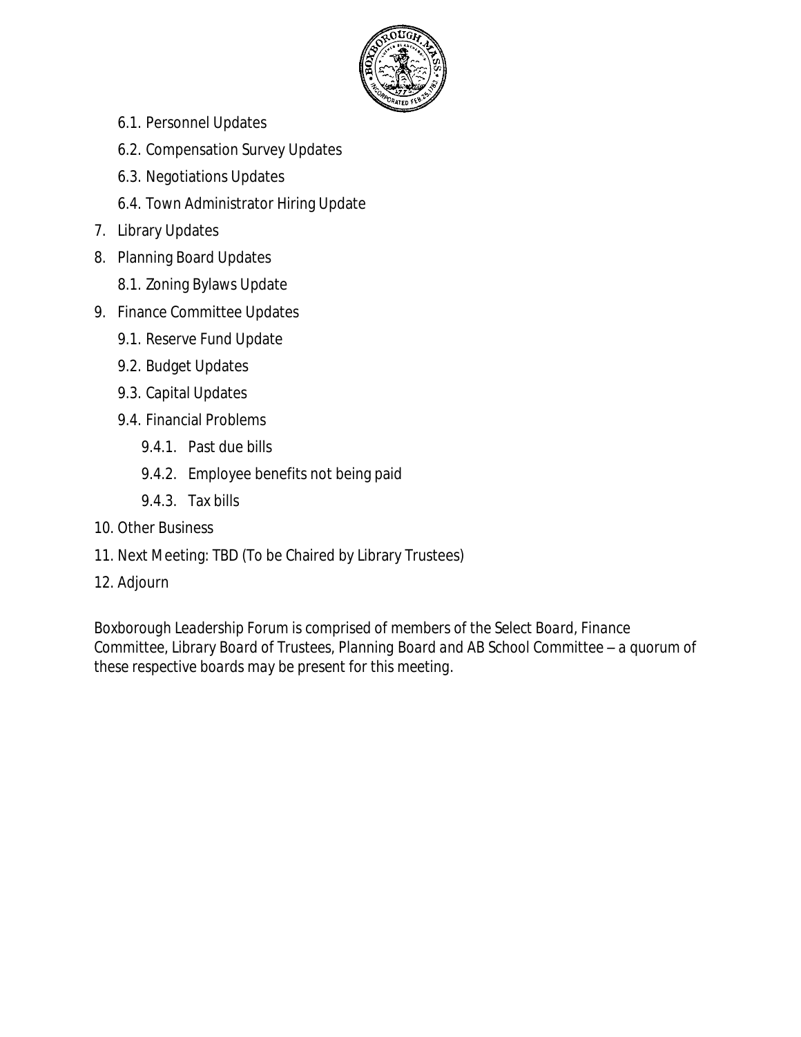- 6.1. Personnel Updates
- 6.2. Compensation Survey Updates
- 6.3. Negotiations Updates
- 6.4. Town Administrator Hiring Update

7. Library Updates
8. Planning Board Updates
    - 8.1. Zoning Bylaws Update
9. Finance Committee Updates
    - 9.1. Reserve Fund Update
    - 9.2. Budget Updates
    - 9.3. Capital Updates
    - 9.4. Financial Problems
        - 9.4.1. Past due bills
        - 9.4.2. Employee benefits not being paid
        - 9.4.3. Tax bills
10. Other Business
11. Next Meeting: TBD (To be Chaired by Library Trustees)
12. Adjourn

*Boxborough Leadership Forum is comprised of members of the Select Board, Finance Committee, Library Board of Trustees, Planning Board and AB School Committee – a quorum of these respective boards may be present for this meeting.*